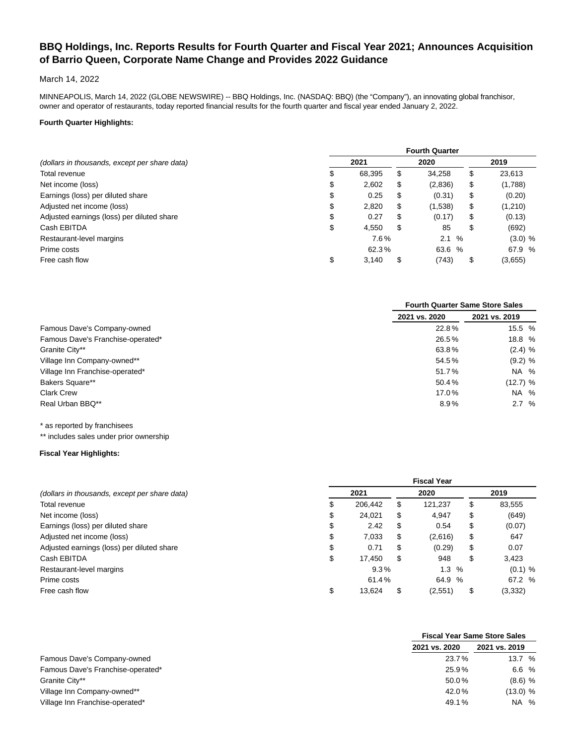# BBQ Holdings, Inc. Reports Results for Fourth Quarter and Fiscal Year 2021; Announces Acquisition of Barrio Queen, Corporate Name Change and Provides 2022 Guidance

March 14, 2022

MINNEAPOLIS, March 14, 2022 (GLOBE NEWSWIRE) -- BBQ Holdings, Inc. (NASDAQ: BBQ) (the "Company"), an innovating global franchisor, owner and operator of restaurants, today reported financial results for the fourth quarter and fiscal year ended January 2, 2022.

**Fourth Quarter Highlights:**

| | Fourth Quarter | | |
|---|---|---|---|
| *(dollars in thousands, except per share data)* | 2021 | 2020 | 2019 |
| Total revenue | $ 68,395 | $ 34,258 | $ 23,613 |
| Net income (loss) | $ 2,602 | $ (2,836) | $ (1,788) |
| Earnings (loss) per diluted share | $ 0.25 | $ (0.31) | $ (0.20) |
| Adjusted net income (loss) | $ 2,820 | $ (1,538) | $ (1,210) |
| Adjusted earnings (loss) per diluted share | $ 0.27 | $ (0.17) | $ (0.13) |
| Cash EBITDA | $ 4,550 | $ 85 | $ (692) |
| Restaurant-level margins | 7.6 % | 2.1 % | (3.0) % |
| Prime costs | 62.3 % | 63.6 % | 67.9 % |
| Free cash flow | $ 3,140 | $ (743) | $ (3,655) |

| | Fourth Quarter Same Store Sales | |
|---|---|---|
| | 2021 vs. 2020 | 2021 vs. 2019 |
| Famous Dave's Company-owned | 22.8 % | 15.5 % |
| Famous Dave's Franchise-operated* | 26.5 % | 18.8 % |
| Granite City** | 63.8 % | (2.4) % |
| Village Inn Company-owned** | 54.5 % | (9.2) % |
| Village Inn Franchise-operated* | 51.7 % | NA % |
| Bakers Square** | 50.4 % | (12.7) % |
| Clark Crew | 17.0 % | NA % |
| Real Urban BBQ** | 8.9 % | 2.7 % |

\* as reported by franchisees

** includes sales under prior ownership

**Fiscal Year Highlights:**

| | Fiscal Year | | |
|---|---|---|---|
| *(dollars in thousands, except per share data)* | 2021 | 2020 | 2019 |
| Total revenue | $ 206,442 | $ 121,237 | $ 83,555 |
| Net income (loss) | $ 24,021 | $ 4,947 | $ (649) |
| Earnings (loss) per diluted share | $ 2.42 | $ 0.54 | $ (0.07) |
| Adjusted net income (loss) | $ 7,033 | $ (2,616) | $ 647 |
| Adjusted earnings (loss) per diluted share | $ 0.71 | $ (0.29) | $ 0.07 |
| Cash EBITDA | $ 17,450 | $ 948 | $ 3,423 |
| Restaurant-level margins | 9.3 % | 1.3 % | (0.1) % |
| Prime costs | 61.4 % | 64.9 % | 67.2 % |
| Free cash flow | $ 13,624 | $ (2,551) | $ (3,332) |

| | Fiscal Year Same Store Sales | |
|---|---|---|
| | 2021 vs. 2020 | 2021 vs. 2019 |
| Famous Dave's Company-owned | 23.7 % | 13.7 % |
| Famous Dave's Franchise-operated* | 25.9 % | 6.6 % |
| Granite City** | 50.0 % | (8.6) % |
| Village Inn Company-owned** | 42.0 % | (13.0) % |
| Village Inn Franchise-operated* | 49.1 % | NA % |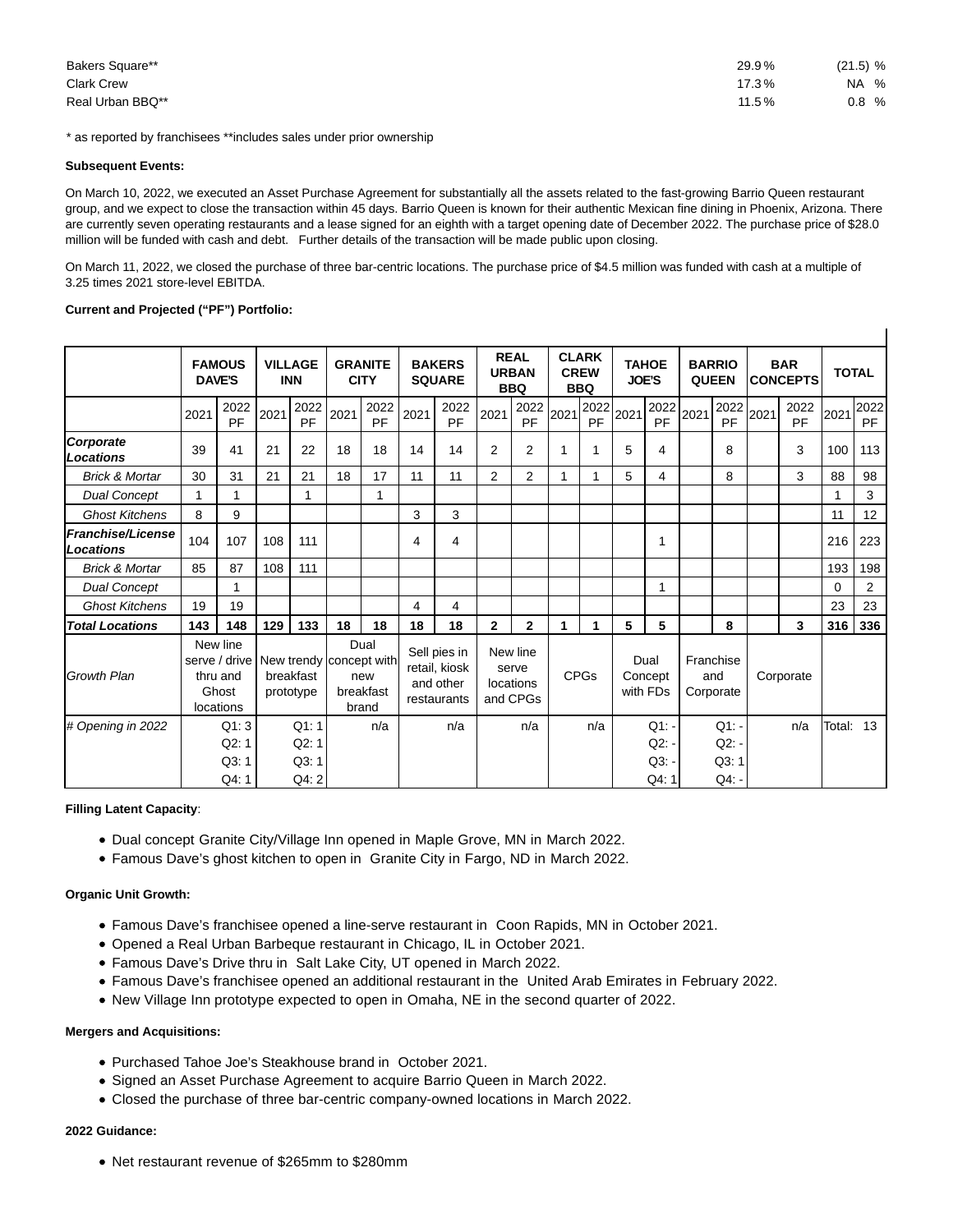| | | |
|---|---|---|
| Bakers Square** | 29.9 % | (21.5) % |
| Clark Crew | 17.3 % | NA % |
| Real Urban BBQ** | 11.5 % | 0.8 % |

* as reported by franchisees **includes sales under prior ownership

**Subsequent Events:**

On March 10, 2022, we executed an Asset Purchase Agreement for substantially all the assets related to the fast-growing Barrio Queen restaurant group, and we expect to close the transaction within 45 days. Barrio Queen is known for their authentic Mexican fine dining in Phoenix, Arizona. There are currently seven operating restaurants and a lease signed for an eighth with a target opening date of December 2022. The purchase price of $28.0 million will be funded with cash and debt. Further details of the transaction will be made public upon closing.

On March 11, 2022, we closed the purchase of three bar-centric locations. The purchase price of $4.5 million was funded with cash at a multiple of 3.25 times 2021 store-level EBITDA.

**Current and Projected ("PF") Portfolio:**

| | FAMOUS DAVE'S | | VILLAGE INN | | GRANITE CITY | | BAKERS SQUARE | | REAL URBAN BBQ | | CLARK CREW BBQ | | TAHOE JOE'S | | BARRIO QUEEN | | BAR CONCEPTS | | TOTAL | |
|---|---|---|---|---|---|---|---|---|---|---|---|---|---|---|---|---|---|---|---|---|
| | 2021 | 2022 PF | 2021 | 2022 PF | 2021 | 2022 PF | 2021 | 2022 PF | 2021 | 2022 PF | 2021 | 2022 PF | 2021 | 2022 PF | 2021 | 2022 PF | 2021 | 2022 PF | 2021 | 2022 PF |
| ***Corporate Locations*** | 39 | 41 | 21 | 22 | 18 | 18 | 14 | 14 | 2 | 2 | 1 | 1 | 5 | 4 | | 8 | | 3 | 100 | 113 |
| *Brick & Mortar* | 30 | 31 | 21 | 21 | 18 | 17 | 11 | 11 | 2 | 2 | 1 | 1 | 5 | 4 | | 8 | | 3 | 88 | 98 |
| *Dual Concept* | 1 | 1 | | 1 | | 1 | | | | | | | | | | | | | 1 | 3 |
| *Ghost Kitchens* | 8 | 9 | | | | | 3 | 3 | | | | | | | | | | | 11 | 12 |
| ***Franchise/License Locations*** | 104 | 107 | 108 | 111 | | | 4 | 4 | | | | | | 1 | | | | | 216 | 223 |
| *Brick & Mortar* | 85 | 87 | 108 | 111 | | | | | | | | | | | | | | | 193 | 198 |
| *Dual Concept* | | 1 | | | | | | | | | | | | 1 | | | | | 0 | 2 |
| *Ghost Kitchens* | 19 | 19 | | | | | 4 | 4 | | | | | | | | | | | 23 | 23 |
| ***Total Locations*** | **143** | **148** | **129** | **133** | **18** | **18** | **18** | **18** | **2** | **2** | **1** | **1** | **5** | **5** | | **8** | | **3** | **316** | **336** |
| *Growth Plan* | New line serve / drive thru and Ghost locations | | New trendy breakfast prototype | | Dual concept with new breakfast brand | | Sell pies in retail, kiosk and other restaurants | | New line serve locations and CPGs | | CPGs | | Dual Concept with FDs | | Franchise and Corporate | | Corporate | | | |
| *# Opening in 2022* | | Q1: 3<br>Q2: 1<br>Q3: 1<br>Q4: 1 | | Q1: 1<br>Q2: 1<br>Q3: 1<br>Q4: 2 | | n/a | | n/a | | n/a | | n/a | | Q1: -<br>Q2: -<br>Q3: -<br>Q4: 1 | | Q1: -<br>Q2: -<br>Q3: 1<br>Q4: - | | n/a | Total: | 13 |

**Filling Latent Capacity**:

- Dual concept Granite City/Village Inn opened in Maple Grove, MN in March 2022.
- Famous Dave's ghost kitchen to open in Granite City in Fargo, ND in March 2022.

**Organic Unit Growth:**

- Famous Dave's franchisee opened a line-serve restaurant in Coon Rapids, MN in October 2021.
- Opened a Real Urban Barbeque restaurant in Chicago, IL in October 2021.
- Famous Dave's Drive thru in Salt Lake City, UT opened in March 2022.
- Famous Dave's franchisee opened an additional restaurant in the United Arab Emirates in February 2022.
- New Village Inn prototype expected to open in Omaha, NE in the second quarter of 2022.

**Mergers and Acquisitions:**

- Purchased Tahoe Joe's Steakhouse brand in October 2021.
- Signed an Asset Purchase Agreement to acquire Barrio Queen in March 2022.
- Closed the purchase of three bar-centric company-owned locations in March 2022.

**2022 Guidance:**

- Net restaurant revenue of $265mm to $280mm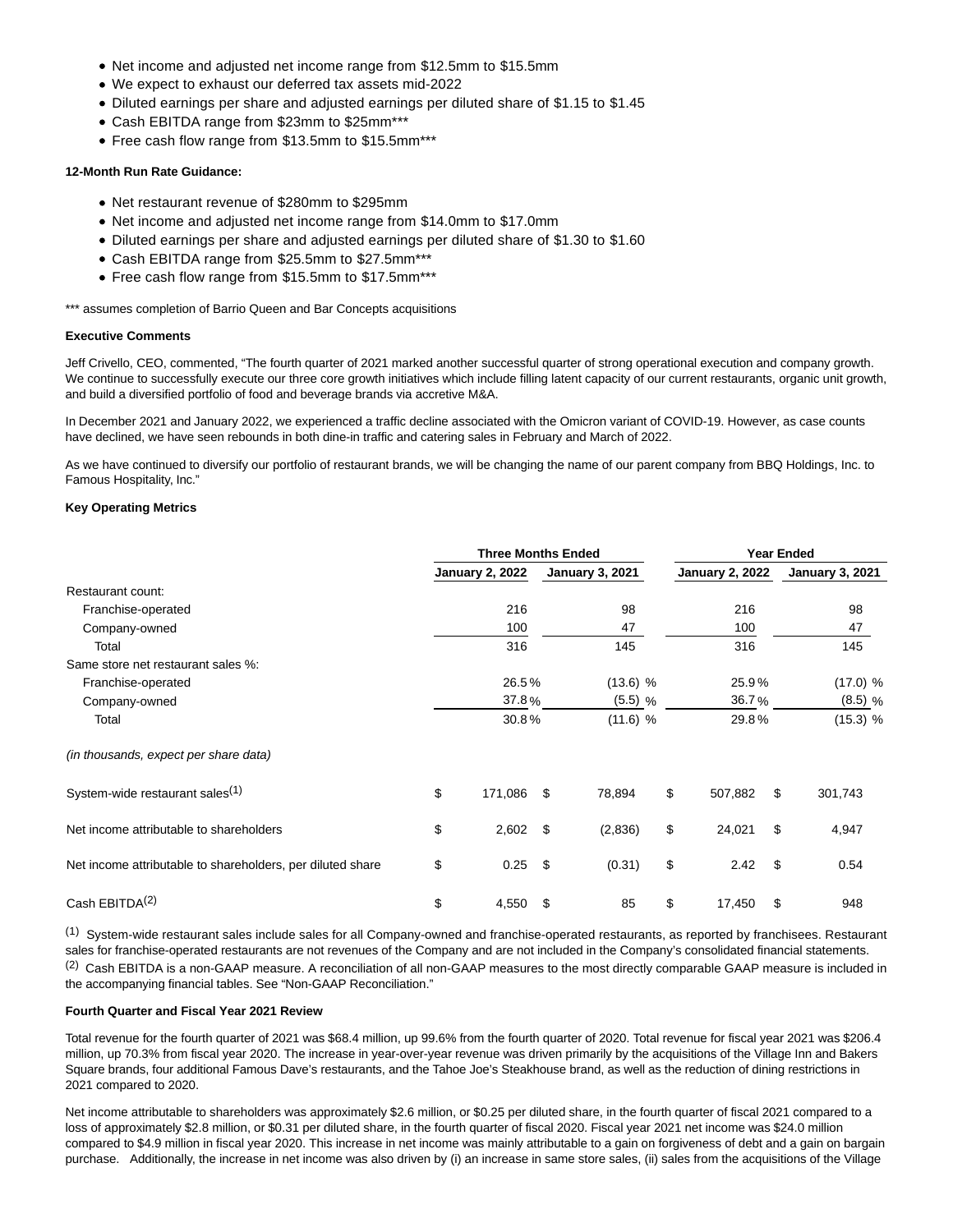- Net income and adjusted net income range from $12.5mm to $15.5mm
- We expect to exhaust our deferred tax assets mid-2022
- Diluted earnings per share and adjusted earnings per diluted share of $1.15 to $1.45
- Cash EBITDA range from $23mm to $25mm***
- Free cash flow range from $13.5mm to $15.5mm***

**12-Month Run Rate Guidance:**

- Net restaurant revenue of $280mm to $295mm
- Net income and adjusted net income range from $14.0mm to $17.0mm
- Diluted earnings per share and adjusted earnings per diluted share of $1.30 to $1.60
- Cash EBITDA range from $25.5mm to $27.5mm***
- Free cash flow range from $15.5mm to $17.5mm***

*** assumes completion of Barrio Queen and Bar Concepts acquisitions

**Executive Comments**

Jeff Crivello, CEO, commented, "The fourth quarter of 2021 marked another successful quarter of strong operational execution and company growth. We continue to successfully execute our three core growth initiatives which include filling latent capacity of our current restaurants, organic unit growth, and build a diversified portfolio of food and beverage brands via accretive M&A.

In December 2021 and January 2022, we experienced a traffic decline associated with the Omicron variant of COVID-19. However, as case counts have declined, we have seen rebounds in both dine-in traffic and catering sales in February and March of 2022.

As we have continued to diversify our portfolio of restaurant brands, we will be changing the name of our parent company from BBQ Holdings, Inc. to Famous Hospitality, Inc."

**Key Operating Metrics**

| | Three Months Ended | | Year Ended | |
|---|---|---|---|---|
| | January 2, 2022 | January 3, 2021 | January 2, 2022 | January 3, 2021 |
| Restaurant count: | | | | |
| Franchise-operated | 216 | 98 | 216 | 98 |
| Company-owned | 100 | 47 | 100 | 47 |
| Total | 316 | 145 | 316 | 145 |
| Same store net restaurant sales %: | | | | |
| Franchise-operated | 26.5% | (13.6) % | 25.9% | (17.0) % |
| Company-owned | 37.8% | (5.5) % | 36.7% | (8.5) % |
| Total | 30.8% | (11.6) % | 29.8% | (15.3) % |
| *(in thousands, expect per share data)* | | | | |
| System-wide restaurant sales(1) | $ 171,086 | $ 78,894 | $ 507,882 | $ 301,743 |
| Net income attributable to shareholders | $ 2,602 | $ (2,836) | $ 24,021 | $ 4,947 |
| Net income attributable to shareholders, per diluted share | $ 0.25 | $ (0.31) | $ 2.42 | $ 0.54 |
| Cash EBITDA(2) | $ 4,550 | $ 85 | $ 17,450 | $ 948 |

(1) System-wide restaurant sales include sales for all Company-owned and franchise-operated restaurants, as reported by franchisees. Restaurant sales for franchise-operated restaurants are not revenues of the Company and are not included in the Company's consolidated financial statements.
(2) Cash EBITDA is a non-GAAP measure. A reconciliation of all non-GAAP measures to the most directly comparable GAAP measure is included in the accompanying financial tables. See "Non-GAAP Reconciliation."

**Fourth Quarter and Fiscal Year 2021 Review**

Total revenue for the fourth quarter of 2021 was $68.4 million, up 99.6% from the fourth quarter of 2020. Total revenue for fiscal year 2021 was $206.4 million, up 70.3% from fiscal year 2020. The increase in year-over-year revenue was driven primarily by the acquisitions of the Village Inn and Bakers Square brands, four additional Famous Dave's restaurants, and the Tahoe Joe's Steakhouse brand, as well as the reduction of dining restrictions in 2021 compared to 2020.

Net income attributable to shareholders was approximately $2.6 million, or $0.25 per diluted share, in the fourth quarter of fiscal 2021 compared to a loss of approximately $2.8 million, or $0.31 per diluted share, in the fourth quarter of fiscal 2020. Fiscal year 2021 net income was $24.0 million compared to $4.9 million in fiscal year 2020. This increase in net income was mainly attributable to a gain on forgiveness of debt and a gain on bargain purchase. Additionally, the increase in net income was also driven by (i) an increase in same store sales, (ii) sales from the acquisitions of the Village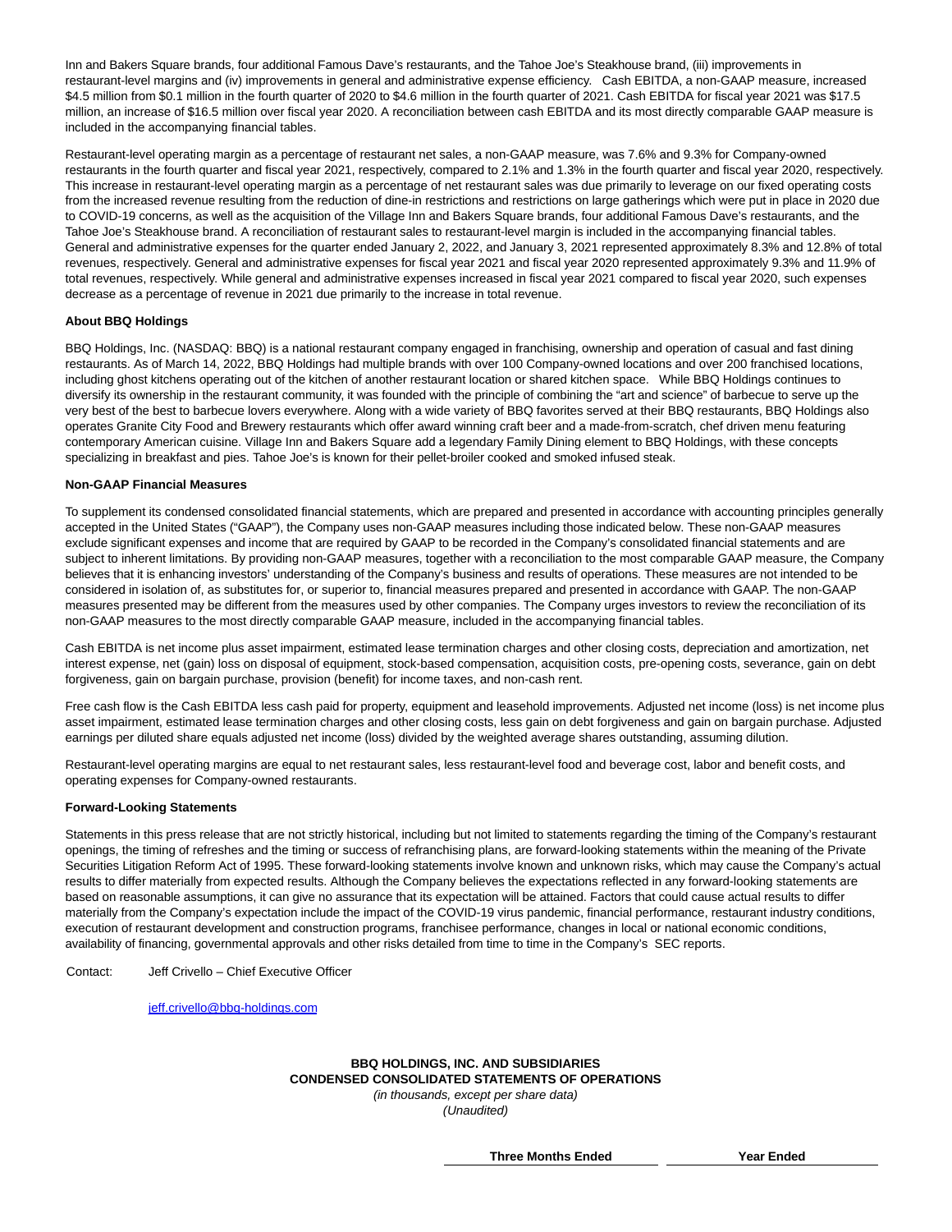Inn and Bakers Square brands, four additional Famous Dave's restaurants, and the Tahoe Joe's Steakhouse brand, (iii) improvements in restaurant-level margins and (iv) improvements in general and administrative expense efficiency. Cash EBITDA, a non-GAAP measure, increased $4.5 million from $0.1 million in the fourth quarter of 2020 to $4.6 million in the fourth quarter of 2021. Cash EBITDA for fiscal year 2021 was $17.5 million, an increase of $16.5 million over fiscal year 2020. A reconciliation between cash EBITDA and its most directly comparable GAAP measure is included in the accompanying financial tables.

Restaurant-level operating margin as a percentage of restaurant net sales, a non-GAAP measure, was 7.6% and 9.3% for Company-owned restaurants in the fourth quarter and fiscal year 2021, respectively, compared to 2.1% and 1.3% in the fourth quarter and fiscal year 2020, respectively. This increase in restaurant-level operating margin as a percentage of net restaurant sales was due primarily to leverage on our fixed operating costs from the increased revenue resulting from the reduction of dine-in restrictions and restrictions on large gatherings which were put in place in 2020 due to COVID-19 concerns, as well as the acquisition of the Village Inn and Bakers Square brands, four additional Famous Dave's restaurants, and the Tahoe Joe's Steakhouse brand. A reconciliation of restaurant sales to restaurant-level margin is included in the accompanying financial tables. General and administrative expenses for the quarter ended January 2, 2022, and January 3, 2021 represented approximately 8.3% and 12.8% of total revenues, respectively. General and administrative expenses for fiscal year 2021 and fiscal year 2020 represented approximately 9.3% and 11.9% of total revenues, respectively. While general and administrative expenses increased in fiscal year 2021 compared to fiscal year 2020, such expenses decrease as a percentage of revenue in 2021 due primarily to the increase in total revenue.

**About BBQ Holdings**

BBQ Holdings, Inc. (NASDAQ: BBQ) is a national restaurant company engaged in franchising, ownership and operation of casual and fast dining restaurants. As of March 14, 2022, BBQ Holdings had multiple brands with over 100 Company-owned locations and over 200 franchised locations, including ghost kitchens operating out of the kitchen of another restaurant location or shared kitchen space. While BBQ Holdings continues to diversify its ownership in the restaurant community, it was founded with the principle of combining the "art and science" of barbecue to serve up the very best of the best to barbecue lovers everywhere. Along with a wide variety of BBQ favorites served at their BBQ restaurants, BBQ Holdings also operates Granite City Food and Brewery restaurants which offer award winning craft beer and a made-from-scratch, chef driven menu featuring contemporary American cuisine. Village Inn and Bakers Square add a legendary Family Dining element to BBQ Holdings, with these concepts specializing in breakfast and pies. Tahoe Joe's is known for their pellet-broiler cooked and smoked infused steak.

**Non-GAAP Financial Measures**

To supplement its condensed consolidated financial statements, which are prepared and presented in accordance with accounting principles generally accepted in the United States ("GAAP"), the Company uses non-GAAP measures including those indicated below. These non-GAAP measures exclude significant expenses and income that are required by GAAP to be recorded in the Company's consolidated financial statements and are subject to inherent limitations. By providing non-GAAP measures, together with a reconciliation to the most comparable GAAP measure, the Company believes that it is enhancing investors' understanding of the Company's business and results of operations. These measures are not intended to be considered in isolation of, as substitutes for, or superior to, financial measures prepared and presented in accordance with GAAP. The non-GAAP measures presented may be different from the measures used by other companies. The Company urges investors to review the reconciliation of its non-GAAP measures to the most directly comparable GAAP measure, included in the accompanying financial tables.

Cash EBITDA is net income plus asset impairment, estimated lease termination charges and other closing costs, depreciation and amortization, net interest expense, net (gain) loss on disposal of equipment, stock-based compensation, acquisition costs, pre-opening costs, severance, gain on debt forgiveness, gain on bargain purchase, provision (benefit) for income taxes, and non-cash rent.

Free cash flow is the Cash EBITDA less cash paid for property, equipment and leasehold improvements. Adjusted net income (loss) is net income plus asset impairment, estimated lease termination charges and other closing costs, less gain on debt forgiveness and gain on bargain purchase. Adjusted earnings per diluted share equals adjusted net income (loss) divided by the weighted average shares outstanding, assuming dilution.

Restaurant-level operating margins are equal to net restaurant sales, less restaurant-level food and beverage cost, labor and benefit costs, and operating expenses for Company-owned restaurants.

**Forward-Looking Statements**

Statements in this press release that are not strictly historical, including but not limited to statements regarding the timing of the Company's restaurant openings, the timing of refreshes and the timing or success of refranchising plans, are forward-looking statements within the meaning of the Private Securities Litigation Reform Act of 1995. These forward-looking statements involve known and unknown risks, which may cause the Company's actual results to differ materially from expected results. Although the Company believes the expectations reflected in any forward-looking statements are based on reasonable assumptions, it can give no assurance that its expectation will be attained. Factors that could cause actual results to differ materially from the Company's expectation include the impact of the COVID-19 virus pandemic, financial performance, restaurant industry conditions, execution of restaurant development and construction programs, franchisee performance, changes in local or national economic conditions, availability of financing, governmental approvals and other risks detailed from time to time in the Company's SEC reports.

Contact: Jeff Crivello – Chief Executive Officer

jeff.crivello@bbq-holdings.com

**BBQ HOLDINGS, INC. AND SUBSIDIARIES**
**CONDENSED CONSOLIDATED STATEMENTS OF OPERATIONS**
*(in thousands, except per share data)*
*(Unaudited)*

| | Three Months Ended | Year Ended |
|---|---|---|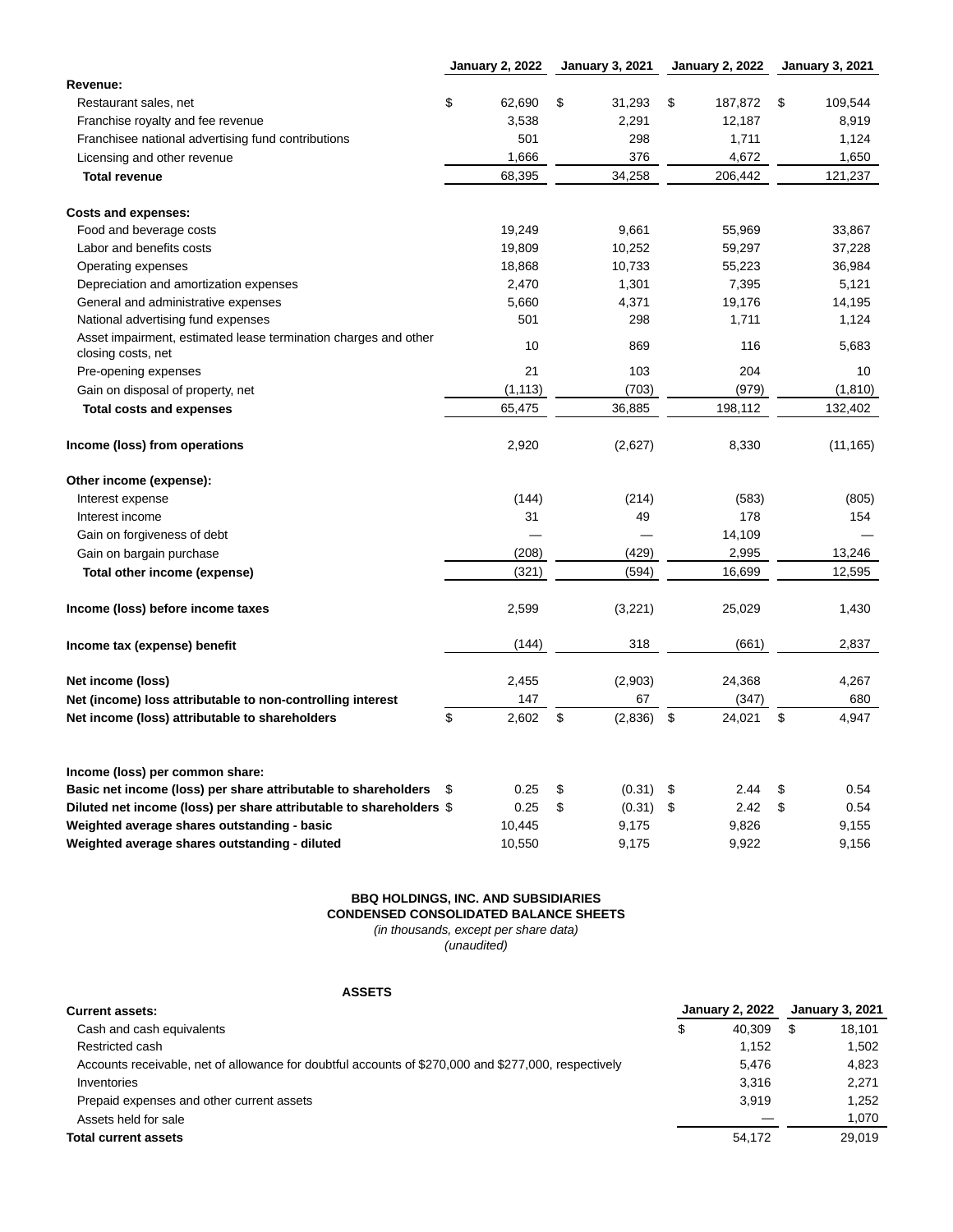| | January 2, 2022 | January 3, 2021 | January 2, 2022 | January 3, 2021 |
|---|---|---|---|---|
| **Revenue:** | | | | |
| Restaurant sales, net | $ 62,690 | $ 31,293 | $ 187,872 | $ 109,544 |
| Franchise royalty and fee revenue | 3,538 | 2,291 | 12,187 | 8,919 |
| Franchisee national advertising fund contributions | 501 | 298 | 1,711 | 1,124 |
| Licensing and other revenue | 1,666 | 376 | 4,672 | 1,650 |
| **Total revenue** | 68,395 | 34,258 | 206,442 | 121,237 |
| | | | | |
| **Costs and expenses:** | | | | |
| Food and beverage costs | 19,249 | 9,661 | 55,969 | 33,867 |
| Labor and benefits costs | 19,809 | 10,252 | 59,297 | 37,228 |
| Operating expenses | 18,868 | 10,733 | 55,223 | 36,984 |
| Depreciation and amortization expenses | 2,470 | 1,301 | 7,395 | 5,121 |
| General and administrative expenses | 5,660 | 4,371 | 19,176 | 14,195 |
| National advertising fund expenses | 501 | 298 | 1,711 | 1,124 |
| Asset impairment, estimated lease termination charges and other closing costs, net | 10 | 869 | 116 | 5,683 |
| Pre-opening expenses | 21 | 103 | 204 | 10 |
| Gain on disposal of property, net | (1,113) | (703) | (979) | (1,810) |
| **Total costs and expenses** | 65,475 | 36,885 | 198,112 | 132,402 |
| | | | | |
| **Income (loss) from operations** | 2,920 | (2,627) | 8,330 | (11,165) |
| | | | | |
| **Other income (expense):** | | | | |
| Interest expense | (144) | (214) | (583) | (805) |
| Interest income | 31 | 49 | 178 | 154 |
| Gain on forgiveness of debt | — | — | 14,109 | — |
| Gain on bargain purchase | (208) | (429) | 2,995 | 13,246 |
| **Total other income (expense)** | (321) | (594) | 16,699 | 12,595 |
| | | | | |
| **Income (loss) before income taxes** | 2,599 | (3,221) | 25,029 | 1,430 |
| | | | | |
| **Income tax (expense) benefit** | (144) | 318 | (661) | 2,837 |
| | | | | |
| **Net income (loss)** | 2,455 | (2,903) | 24,368 | 4,267 |
| **Net (income) loss attributable to non-controlling interest** | 147 | 67 | (347) | 680 |
| **Net income (loss) attributable to shareholders** | $ 2,602 | $ (2,836) | $ 24,021 | $ 4,947 |
| | | | | |
| **Income (loss) per common share:** | | | | |
| **Basic net income (loss) per share attributable to shareholders** | $ 0.25 | $ (0.31) | $ 2.44 | $ 0.54 |
| **Diluted net income (loss) per share attributable to shareholders** | $ 0.25 | $ (0.31) | $ 2.42 | $ 0.54 |
| **Weighted average shares outstanding - basic** | 10,445 | 9,175 | 9,826 | 9,155 |
| **Weighted average shares outstanding - diluted** | 10,550 | 9,175 | 9,922 | 9,156 |

**BBQ HOLDINGS, INC. AND SUBSIDIARIES**
**CONDENSED CONSOLIDATED BALANCE SHEETS**
*(in thousands, except per share data)*
*(unaudited)*

**ASSETS**

| **Current assets:** | January 2, 2022 | January 3, 2021 |
|---|---|---|
| Cash and cash equivalents | $ 40,309 | $ 18,101 |
| Restricted cash | 1,152 | 1,502 |
| Accounts receivable, net of allowance for doubtful accounts of $270,000 and $277,000, respectively | 5,476 | 4,823 |
| Inventories | 3,316 | 2,271 |
| Prepaid expenses and other current assets | 3,919 | 1,252 |
| Assets held for sale | — | 1,070 |
| **Total current assets** | 54,172 | 29,019 |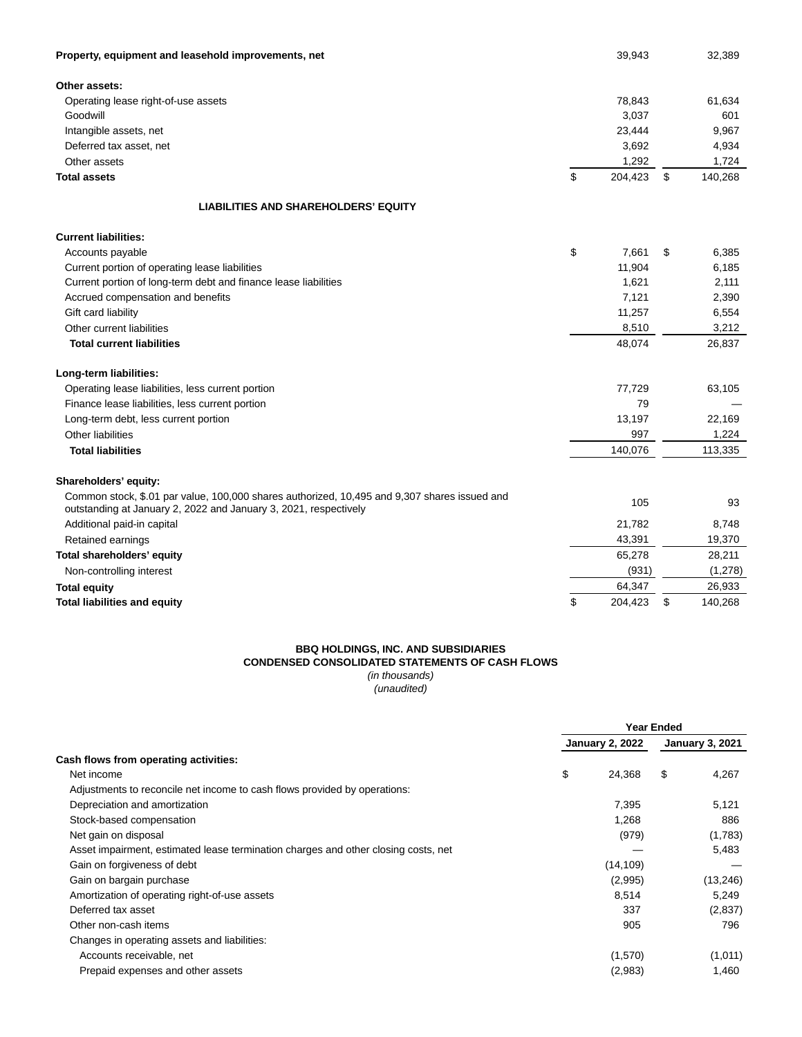| | January 2, 2022 | January 3, 2021 |
|---|---|---|
| **Property, equipment and leasehold improvements, net** | 39,943 | 32,389 |
| **Other assets:** | | |
| Operating lease right-of-use assets | 78,843 | 61,634 |
| Goodwill | 3,037 | 601 |
| Intangible assets, net | 23,444 | 9,967 |
| Deferred tax asset, net | 3,692 | 4,934 |
| Other assets | 1,292 | 1,724 |
| **Total assets** | $ 204,423 | $ 140,268 |

**LIABILITIES AND SHAREHOLDERS' EQUITY**

| | January 2, 2022 | January 3, 2021 |
|---|---|---|
| **Current liabilities:** | | |
| Accounts payable | $ 7,661 | $ 6,385 |
| Current portion of operating lease liabilities | 11,904 | 6,185 |
| Current portion of long-term debt and finance lease liabilities | 1,621 | 2,111 |
| Accrued compensation and benefits | 7,121 | 2,390 |
| Gift card liability | 11,257 | 6,554 |
| Other current liabilities | 8,510 | 3,212 |
| **Total current liabilities** | 48,074 | 26,837 |
| **Long-term liabilities:** | | |
| Operating lease liabilities, less current portion | 77,729 | 63,105 |
| Finance lease liabilities, less current portion | 79 | — |
| Long-term debt, less current portion | 13,197 | 22,169 |
| Other liabilities | 997 | 1,224 |
| **Total liabilities** | 140,076 | 113,335 |
| **Shareholders' equity:** | | |
| Common stock, $.01 par value, 100,000 shares authorized, 10,495 and 9,307 shares issued and outstanding at January 2, 2022 and January 3, 2021, respectively | 105 | 93 |
| Additional paid-in capital | 21,782 | 8,748 |
| Retained earnings | 43,391 | 19,370 |
| **Total shareholders' equity** | 65,278 | 28,211 |
| Non-controlling interest | (931) | (1,278) |
| **Total equity** | 64,347 | 26,933 |
| **Total liabilities and equity** | $ 204,423 | $ 140,268 |

**BBQ HOLDINGS, INC. AND SUBSIDIARIES**
**CONDENSED CONSOLIDATED STATEMENTS OF CASH FLOWS**
*(in thousands)*
*(unaudited)*

| | Year Ended | |
|---|---|---|
| | January 2, 2022 | January 3, 2021 |
| **Cash flows from operating activities:** | | |
| Net income | $ 24,368 | $ 4,267 |
| Adjustments to reconcile net income to cash flows provided by operations: | | |
| Depreciation and amortization | 7,395 | 5,121 |
| Stock-based compensation | 1,268 | 886 |
| Net gain on disposal | (979) | (1,783) |
| Asset impairment, estimated lease termination charges and other closing costs, net | — | 5,483 |
| Gain on forgiveness of debt | (14,109) | — |
| Gain on bargain purchase | (2,995) | (13,246) |
| Amortization of operating right-of-use assets | 8,514 | 5,249 |
| Deferred tax asset | 337 | (2,837) |
| Other non-cash items | 905 | 796 |
| Changes in operating assets and liabilities: | | |
| Accounts receivable, net | (1,570) | (1,011) |
| Prepaid expenses and other assets | (2,983) | 1,460 |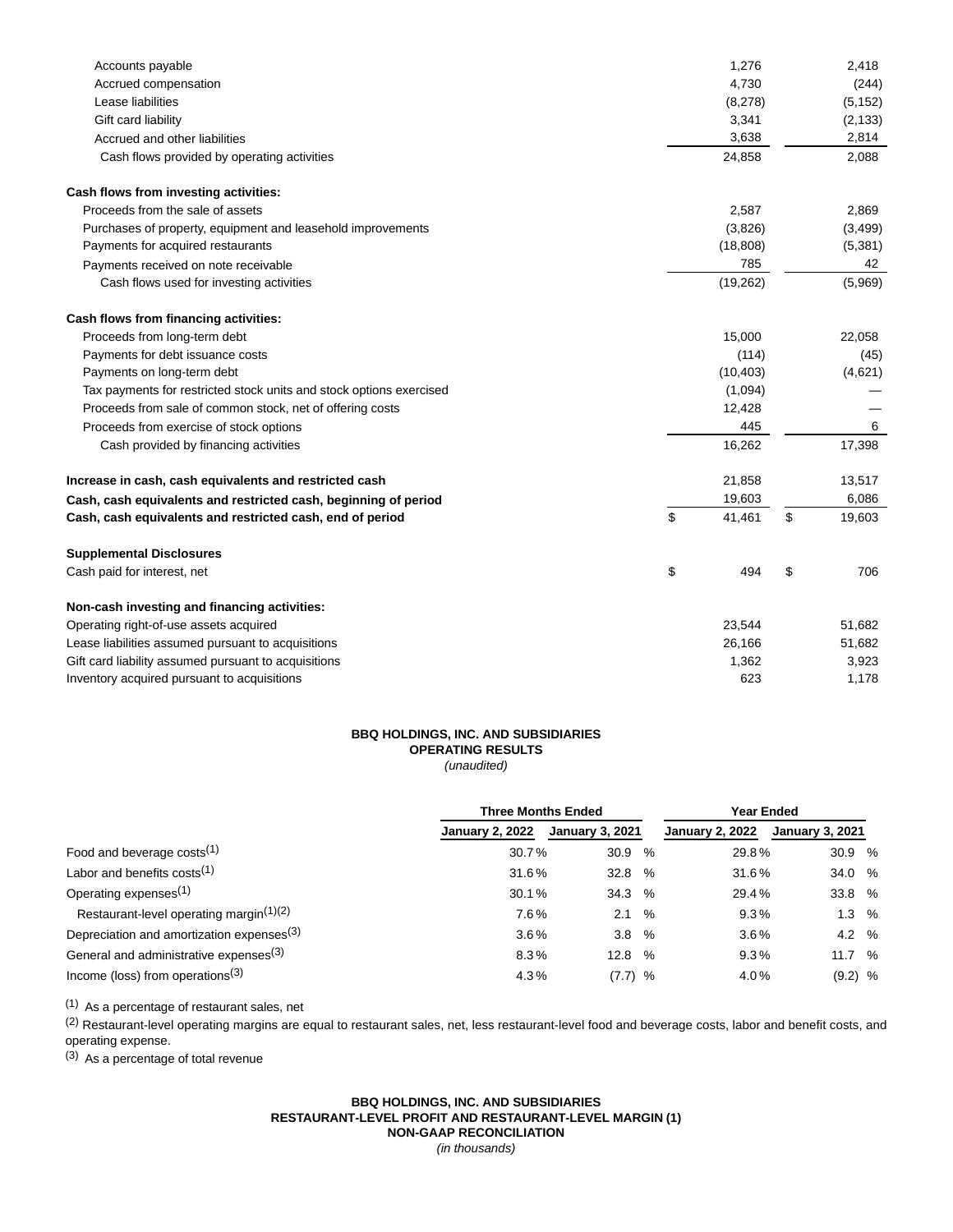| | | |
|---|---|---|
| Accounts payable | 1,276 | 2,418 |
| Accrued compensation | 4,730 | (244) |
| Lease liabilities | (8,278) | (5,152) |
| Gift card liability | 3,341 | (2,133) |
| Accrued and other liabilities | 3,638 | 2,814 |
| Cash flows provided by operating activities | 24,858 | 2,088 |
| **Cash flows from investing activities:** | | |
| Proceeds from the sale of assets | 2,587 | 2,869 |
| Purchases of property, equipment and leasehold improvements | (3,826) | (3,499) |
| Payments for acquired restaurants | (18,808) | (5,381) |
| Payments received on note receivable | 785 | 42 |
| Cash flows used for investing activities | (19,262) | (5,969) |
| **Cash flows from financing activities:** | | |
| Proceeds from long-term debt | 15,000 | 22,058 |
| Payments for debt issuance costs | (114) | (45) |
| Payments on long-term debt | (10,403) | (4,621) |
| Tax payments for restricted stock units and stock options exercised | (1,094) | — |
| Proceeds from sale of common stock, net of offering costs | 12,428 | — |
| Proceeds from exercise of stock options | 445 | 6 |
| Cash provided by financing activities | 16,262 | 17,398 |
| **Increase in cash, cash equivalents and restricted cash** | 21,858 | 13,517 |
| **Cash, cash equivalents and restricted cash, beginning of period** | 19,603 | 6,086 |
| **Cash, cash equivalents and restricted cash, end of period** | $ 41,461 | $ 19,603 |
| **Supplemental Disclosures** | | |
| Cash paid for interest, net | $ 494 | $ 706 |
| **Non-cash investing and financing activities:** | | |
| Operating right-of-use assets acquired | 23,544 | 51,682 |
| Lease liabilities assumed pursuant to acquisitions | 26,166 | 51,682 |
| Gift card liability assumed pursuant to acquisitions | 1,362 | 3,923 |
| Inventory acquired pursuant to acquisitions | 623 | 1,178 |

**BBQ HOLDINGS, INC. AND SUBSIDIARIES**
**OPERATING RESULTS**
*(unaudited)*

| | Three Months Ended | | Year Ended | |
|---|---|---|---|---|
| | January 2, 2022 | January 3, 2021 | January 2, 2022 | January 3, 2021 |
| Food and beverage costs(1) | 30.7 % | 30.9 % | 29.8 % | 30.9 % |
| Labor and benefits costs(1) | 31.6 % | 32.8 % | 31.6 % | 34.0 % |
| Operating expenses(1) | 30.1 % | 34.3 % | 29.4 % | 33.8 % |
| Restaurant-level operating margin(1)(2) | 7.6 % | 2.1 % | 9.3 % | 1.3 % |
| Depreciation and amortization expenses(3) | 3.6 % | 3.8 % | 3.6 % | 4.2 % |
| General and administrative expenses(3) | 8.3 % | 12.8 % | 9.3 % | 11.7 % |
| Income (loss) from operations(3) | 4.3 % | (7.7) % | 4.0 % | (9.2) % |

(1) As a percentage of restaurant sales, net

(2) Restaurant-level operating margins are equal to restaurant sales, net, less restaurant-level food and beverage costs, labor and benefit costs, and operating expense.

(3) As a percentage of total revenue

**BBQ HOLDINGS, INC. AND SUBSIDIARIES**
**RESTAURANT-LEVEL PROFIT AND RESTAURANT-LEVEL MARGIN (1)**
**NON-GAAP RECONCILIATION**
*(in thousands)*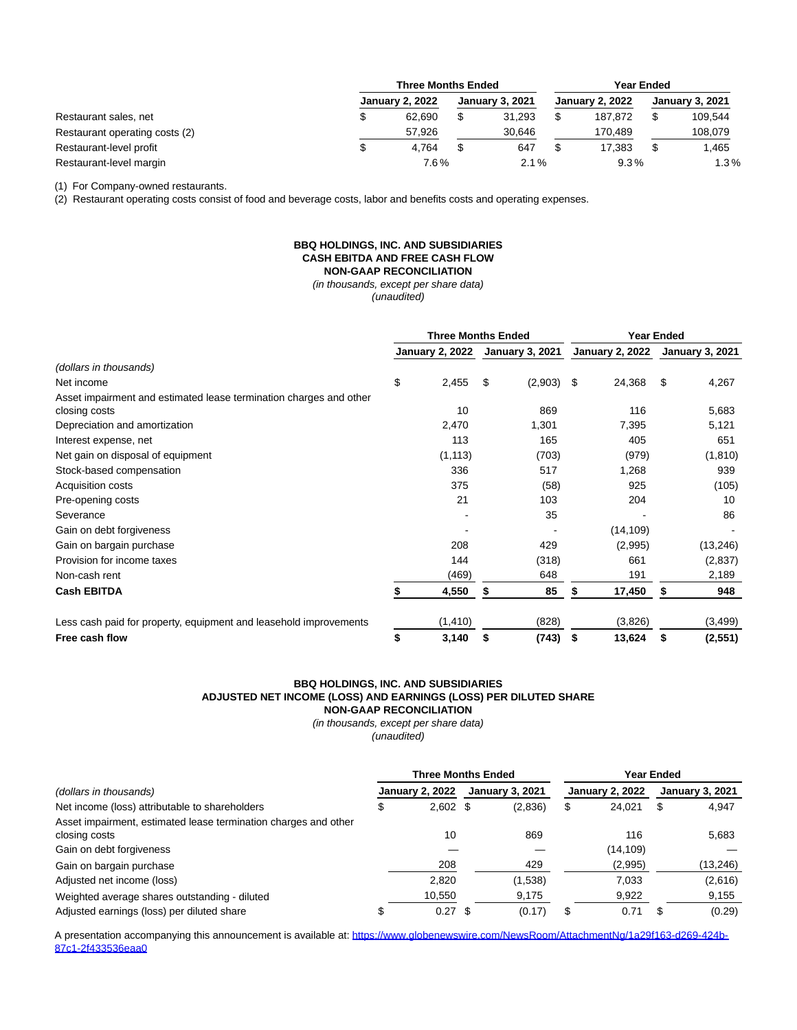| | Three Months Ended | | Year Ended | |
|---|---|---|---|---|
| | January 2, 2022 | January 3, 2021 | January 2, 2022 | January 3, 2021 |
| Restaurant sales, net | $ 62,690 | $ 31,293 | $ 187,872 | $ 109,544 |
| Restaurant operating costs (2) | 57,926 | 30,646 | 170,489 | 108,079 |
| Restaurant-level profit | $ 4,764 | $ 647 | $ 17,383 | $ 1,465 |
| Restaurant-level margin | 7.6 % | 2.1 % | 9.3 % | 1.3 % |

(1) For Company-owned restaurants.

(2) Restaurant operating costs consist of food and beverage costs, labor and benefits costs and operating expenses.

**BBQ HOLDINGS, INC. AND SUBSIDIARIES**
**CASH EBITDA AND FREE CASH FLOW**
**NON-GAAP RECONCILIATION**
*(in thousands, except per share data)*
*(unaudited)*

| | Three Months Ended | | Year Ended | |
|---|---|---|---|---|
| | January 2, 2022 | January 3, 2021 | January 2, 2022 | January 3, 2021 |
| *(dollars in thousands)* | | | | |
| Net income | $ 2,455 | $ (2,903) | $ 24,368 | $ 4,267 |
| Asset impairment and estimated lease termination charges and other closing costs | 10 | 869 | 116 | 5,683 |
| Depreciation and amortization | 2,470 | 1,301 | 7,395 | 5,121 |
| Interest expense, net | 113 | 165 | 405 | 651 |
| Net gain on disposal of equipment | (1,113) | (703) | (979) | (1,810) |
| Stock-based compensation | 336 | 517 | 1,268 | 939 |
| Acquisition costs | 375 | (58) | 925 | (105) |
| Pre-opening costs | 21 | 103 | 204 | 10 |
| Severance | - | 35 | - | 86 |
| Gain on debt forgiveness | - | - | (14,109) | - |
| Gain on bargain purchase | 208 | 429 | (2,995) | (13,246) |
| Provision for income taxes | 144 | (318) | 661 | (2,837) |
| Non-cash rent | (469) | 648 | 191 | 2,189 |
| **Cash EBITDA** | **$ 4,550** | **$ 85** | **$ 17,450** | **$ 948** |
| Less cash paid for property, equipment and leasehold improvements | (1,410) | (828) | (3,826) | (3,499) |
| **Free cash flow** | **$ 3,140** | **$ (743)** | **$ 13,624** | **$ (2,551)** |

**BBQ HOLDINGS, INC. AND SUBSIDIARIES**
**ADJUSTED NET INCOME (LOSS) AND EARNINGS (LOSS) PER DILUTED SHARE**
**NON-GAAP RECONCILIATION**
*(in thousands, except per share data)*
*(unaudited)*

| | Three Months Ended | | Year Ended | |
|---|---|---|---|---|
| *(dollars in thousands)* | January 2, 2022 | January 3, 2021 | January 2, 2022 | January 3, 2021 |
| Net income (loss) attributable to shareholders | $ 2,602 | $ (2,836) | $ 24,021 | $ 4,947 |
| Asset impairment, estimated lease termination charges and other closing costs | 10 | 869 | 116 | 5,683 |
| Gain on debt forgiveness | — | — | (14,109) | — |
| Gain on bargain purchase | 208 | 429 | (2,995) | (13,246) |
| Adjusted net income (loss) | 2,820 | (1,538) | 7,033 | (2,616) |
| Weighted average shares outstanding - diluted | 10,550 | 9,175 | 9,922 | 9,155 |
| Adjusted earnings (loss) per diluted share | $ 0.27 | $ (0.17) | $ 0.71 | $ (0.29) |

A presentation accompanying this announcement is available at: [https://www.globenewswire.com/NewsRoom/AttachmentNg/1a29f163-d269-424b-87c1-2f433536eaa0](https://www.globenewswire.com/NewsRoom/AttachmentNg/1a29f163-d269-424b-87c1-2f433536eaa0)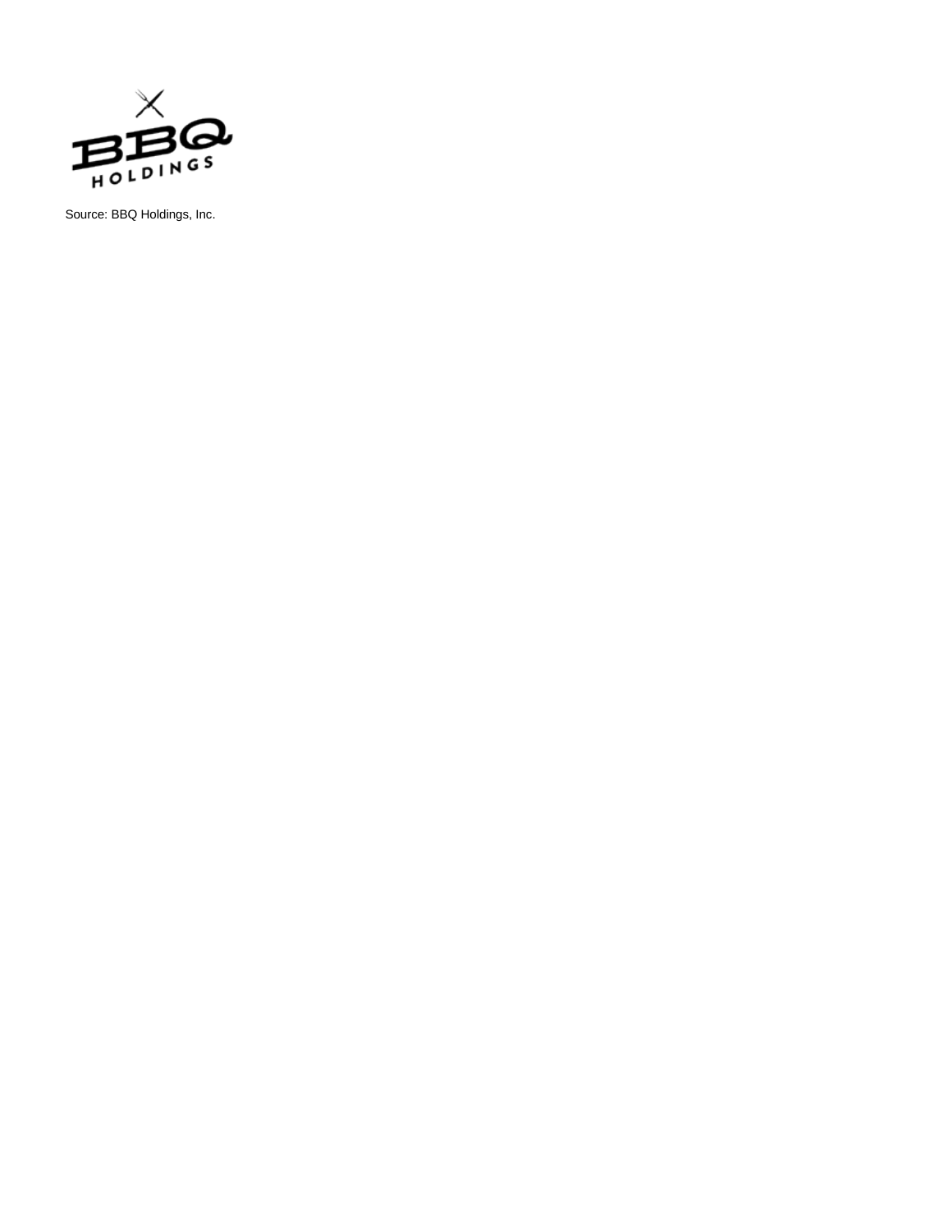Source: BBQ Holdings, Inc.